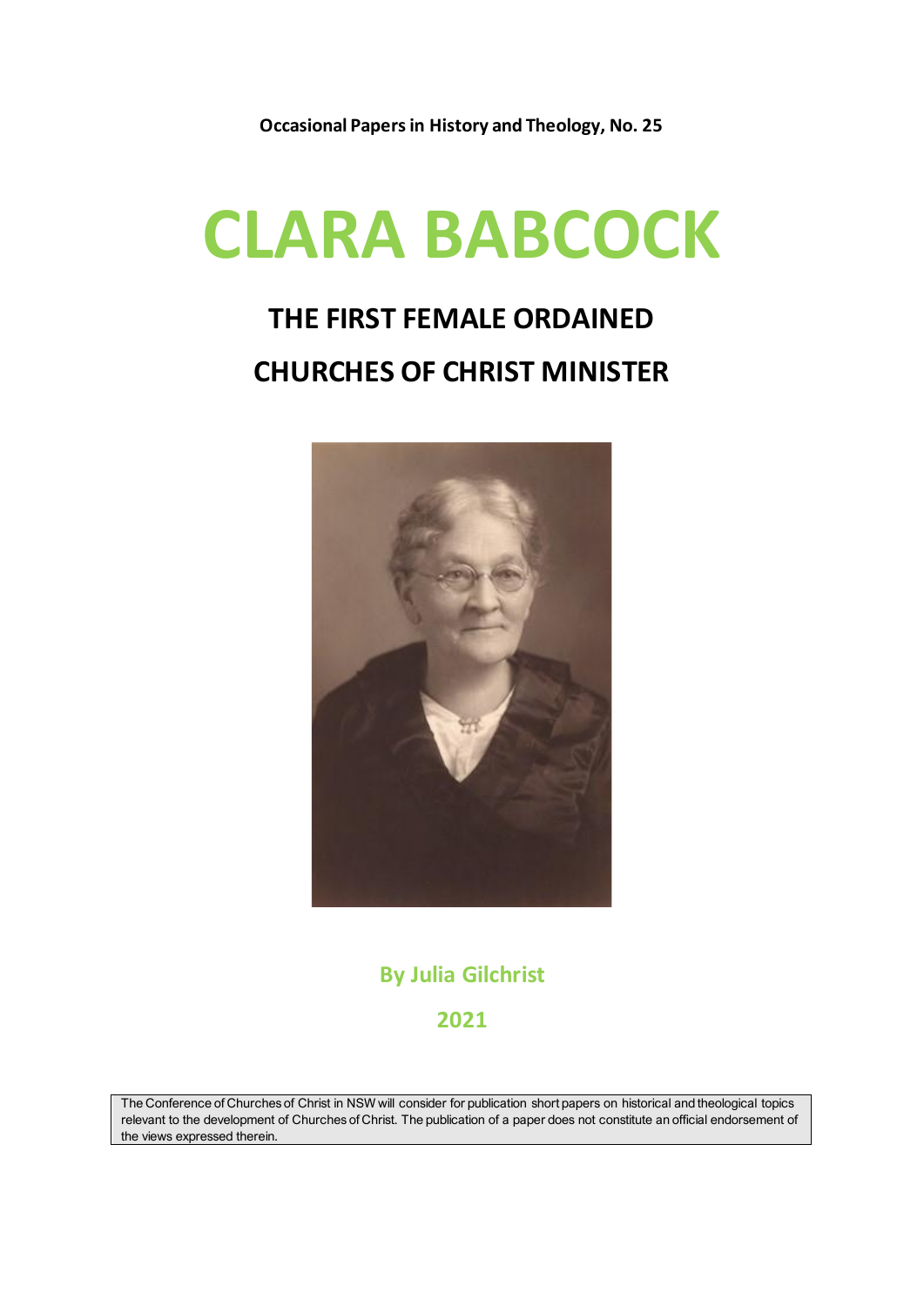**Occasional Papers in History and Theology, No. 25**

# CLARA BABCOCK

## THE FIRST FEMALE ORDAINED CHURCHES OF CHRIST MINISTER

**By Julia Gilchrist**

**2021**

The Conference of Churches of Christ in NSW will consider for publication short papers on historical and theological topics relevant to the development of Churches of Christ. The publication of a paper does not constitute an official endorsement of the views expressed therein.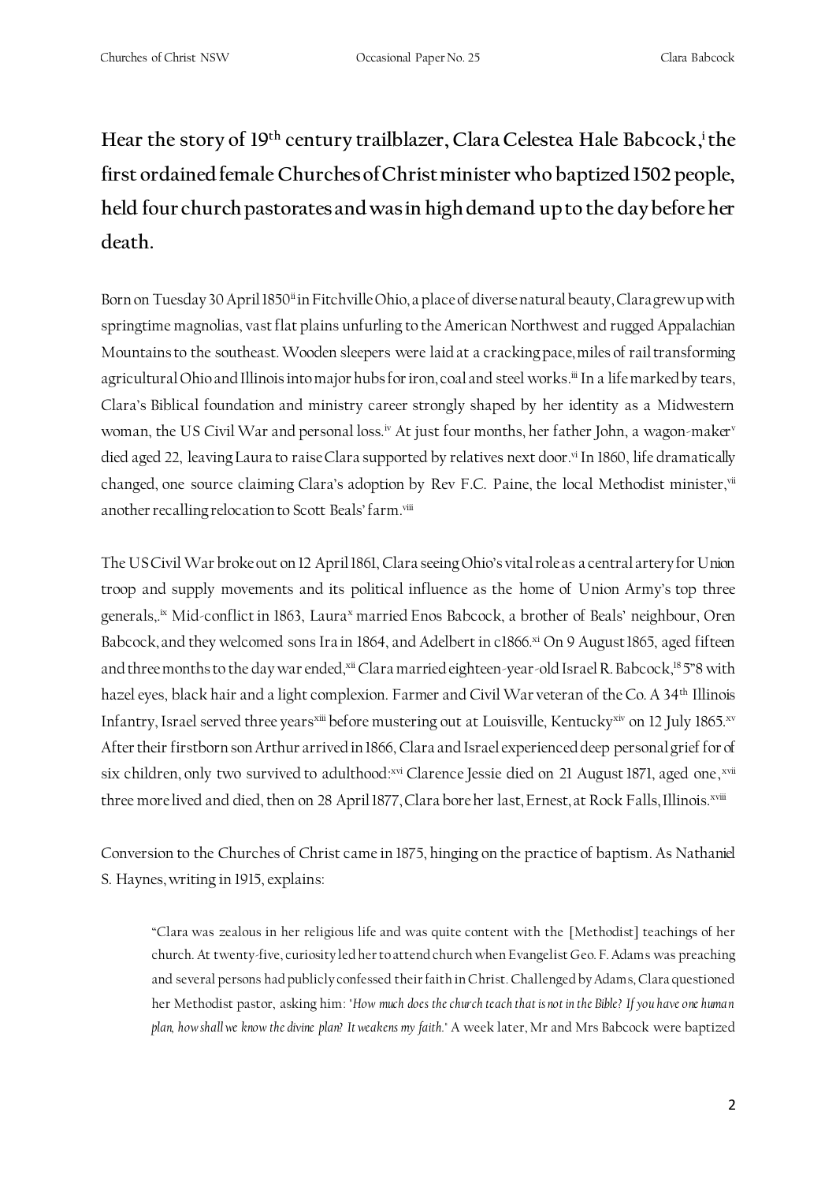**Hear the story of 19th century trailblazer, Clara Celestea Hale Babcock,[i] the first ordained female Churches of Christ minister who baptized 1502 people, held four church pastorates and was in high demand up to the day before her death.**

Born on Tuesday 30 April 1850[ii] in Fitchville Ohio, a place of diverse natural beauty, Clara grew up with springtime magnolias, vast flat plains unfurling to the American Northwest and rugged Appalachian Mountains to the southeast. Wooden sleepers were laid at a cracking pace, miles of rail transforming agricultural Ohio and Illinois into major hubs for iron, coal and steel works.[iii] In a life marked by tears, Clara's Biblical foundation and ministry career strongly shaped by her identity as a Midwestern woman, the US Civil War and personal loss.[iv] At just four months, her father John, a wagon-maker[v] died aged 22, leaving Laura to raise Clara supported by relatives next door.[vi] In 1860, life dramatically changed, one source claiming Clara's adoption by Rev F.C. Paine, the local Methodist minister,[vii] another recalling relocation to Scott Beals' farm.[viii]

The US Civil War broke out on 12 April 1861, Clara seeing Ohio's vital role as a central artery for Union troop and supply movements and its political influence as the home of Union Army's top three generals,.[ix] Mid-conflict in 1863, Laura[x] married Enos Babcock, a brother of Beals' neighbour, Oren Babcock, and they welcomed sons Ira in 1864, and Adelbert in c1866.[xi] On 9 August 1865, aged fifteen and three months to the day war ended,[xii] Clara married eighteen-year-old Israel R. Babcock,[18] 5"8 with hazel eyes, black hair and a light complexion. Farmer and Civil War veteran of the Co. A 34th Illinois Infantry, Israel served three years[xiii] before mustering out at Louisville, Kentucky[xiv] on 12 July 1865.[xv] After their firstborn son Arthur arrived in 1866, Clara and Israel experienced deep personal grief for of six children, only two survived to adulthood:[xvi] Clarence Jessie died on 21 August 1871, aged one,[xvii] three more lived and died, then on 28 April 1877, Clara bore her last, Ernest, at Rock Falls, Illinois.[xviii]

Conversion to the Churches of Christ came in 1875, hinging on the practice of baptism. As Nathaniel S. Haynes, writing in 1915, explains:

> "Clara was zealous in her religious life and was quite content with the [Methodist] teachings of her church. At twenty-five, curiosity led her to attend church when Evangelist Geo. F. Adams was preaching and several persons had publicly confessed their faith in Christ. Challenged by Adams, Clara questioned her Methodist pastor, asking him: '*How much does the church teach that is not in the Bible? If you have one human plan, how shall we know the divine plan? It weakens my faith.*' A week later, Mr and Mrs Babcock were baptized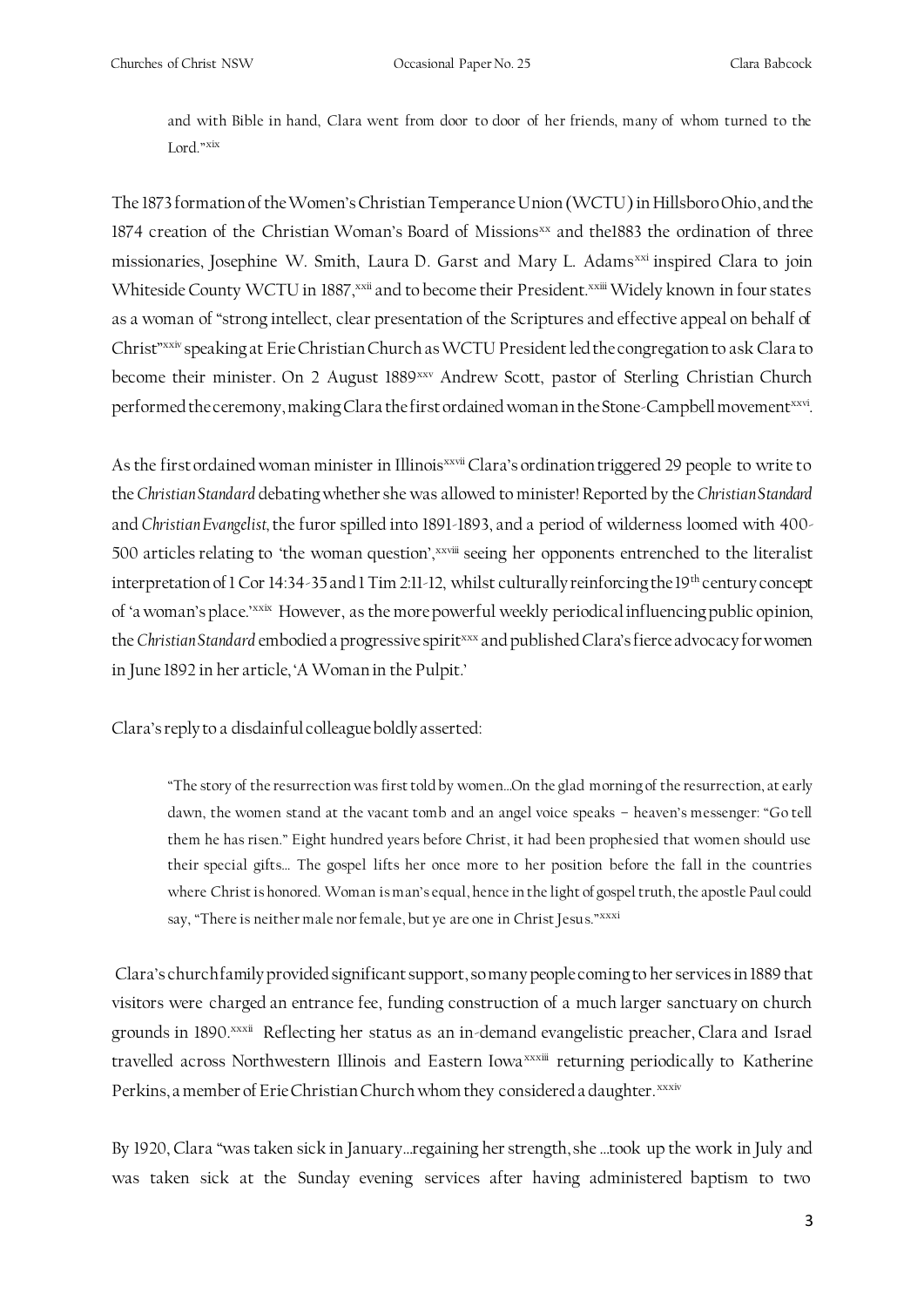> and with Bible in hand, Clara went from door to door of her friends, many of whom turned to the Lord."[xix]

The 1873 formation of the Women's Christian Temperance Union (WCTU) in Hillsboro Ohio, and the 1874 creation of the Christian Woman's Board of Missions[xx] and the1883 the ordination of three missionaries, Josephine W. Smith, Laura D. Garst and Mary L. Adams[xxi] inspired Clara to join Whiteside County WCTU in 1887,[xxii] and to become their President.[xxiii] Widely known in four states as a woman of "strong intellect, clear presentation of the Scriptures and effective appeal on behalf of Christ"[xxiv] speaking at Erie Christian Church as WCTU President led the congregation to ask Clara to become their minister. On 2 August 1889[xxv] Andrew Scott, pastor of Sterling Christian Church performed the ceremony, making Clara the first ordained woman in the Stone-Campbell movement[xxvi].

As the first ordained woman minister in Illinois[xxvii] Clara's ordination triggered 29 people to write to the *Christian Standard* debating whether she was allowed to minister! Reported by the *Christian Standard* and *Christian Evangelist*, the furor spilled into 1891-1893, and a period of wilderness loomed with 400-500 articles relating to 'the woman question',[xxviii] seeing her opponents entrenched to the literalist interpretation of 1 Cor 14:34-35 and 1 Tim 2:11-12, whilst culturally reinforcing the 19th century concept of 'a woman's place.'[xxix] However, as the more powerful weekly periodical influencing public opinion, the *Christian Standard* embodied a progressive spirit[xxx] and published Clara's fierce advocacy for women in June 1892 in her article, 'A Woman in the Pulpit.'

Clara's reply to a disdainful colleague boldly asserted:

> "The story of the resurrection was first told by women…On the glad morning of the resurrection, at early dawn, the women stand at the vacant tomb and an angel voice speaks – heaven's messenger: "Go tell them he has risen." Eight hundred years before Christ, it had been prophesied that women should use their special gifts… The gospel lifts her once more to her position before the fall in the countries where Christ is honored. Woman is man's equal, hence in the light of gospel truth, the apostle Paul could say, "There is neither male nor female, but ye are one in Christ Jesus."[xxxi]

Clara's church family provided significant support, so many people coming to her services in 1889 that visitors were charged an entrance fee, funding construction of a much larger sanctuary on church grounds in 1890.[xxxii] Reflecting her status as an in-demand evangelistic preacher, Clara and Israel travelled across Northwestern Illinois and Eastern Iowa[xxxiii] returning periodically to Katherine Perkins, a member of Erie Christian Church whom they considered a daughter.[xxxiv]

By 1920, Clara "was taken sick in January…regaining her strength, she …took up the work in July and was taken sick at the Sunday evening services after having administered baptism to two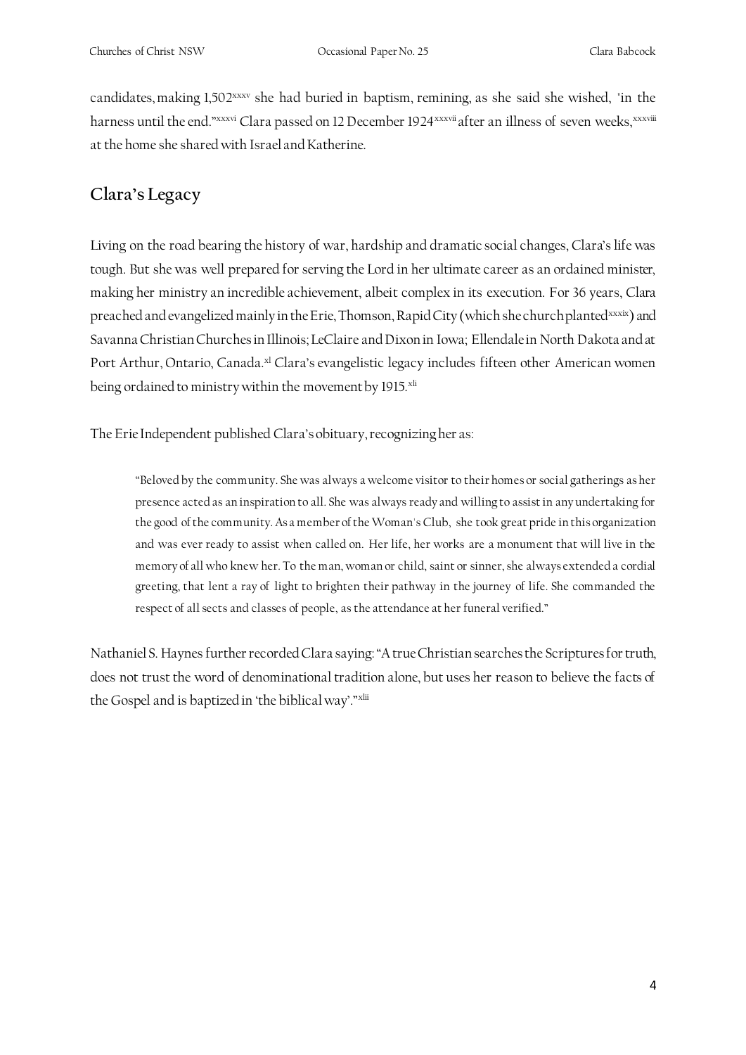candidates, making 1,502[xxxv] she had buried in baptism, remining, as she said she wished, "in the harness until the end."[xxxvi] Clara passed on 12 December 1924[xxxvii] after an illness of seven weeks,[xxxviii] at the home she shared with Israel and Katherine.

## Clara's Legacy

Living on the road bearing the history of war, hardship and dramatic social changes, Clara's life was tough. But she was well prepared for serving the Lord in her ultimate career as an ordained minister, making her ministry an incredible achievement, albeit complex in its execution. For 36 years, Clara preached and evangelized mainly in the Erie, Thomson, Rapid City (which she church planted[xxxix]) and Savanna Christian Churches in Illinois; LeClaire and Dixon in Iowa; Ellendale in North Dakota and at Port Arthur, Ontario, Canada.[xl] Clara's evangelistic legacy includes fifteen other American women being ordained to ministry within the movement by 1915.[xli]

The Erie Independent published Clara's obituary, recognizing her as:

> "Beloved by the community. She was always a welcome visitor to their homes or social gatherings as her presence acted as an inspiration to all. She was always ready and willing to assist in any undertaking for the good of the community. As a member of the Woman's Club, she took great pride in this organization and was ever ready to assist when called on. Her life, her works are a monument that will live in the memory of all who knew her. To the man, woman or child, saint or sinner, she always extended a cordial greeting, that lent a ray of light to brighten their pathway in the journey of life. She commanded the respect of all sects and classes of people, as the attendance at her funeral verified."

Nathaniel S. Haynes further recorded Clara saying: "A true Christian searches the Scriptures for truth, does not trust the word of denominational tradition alone, but uses her reason to believe the facts of the Gospel and is baptized in 'the biblical way'."[xlii]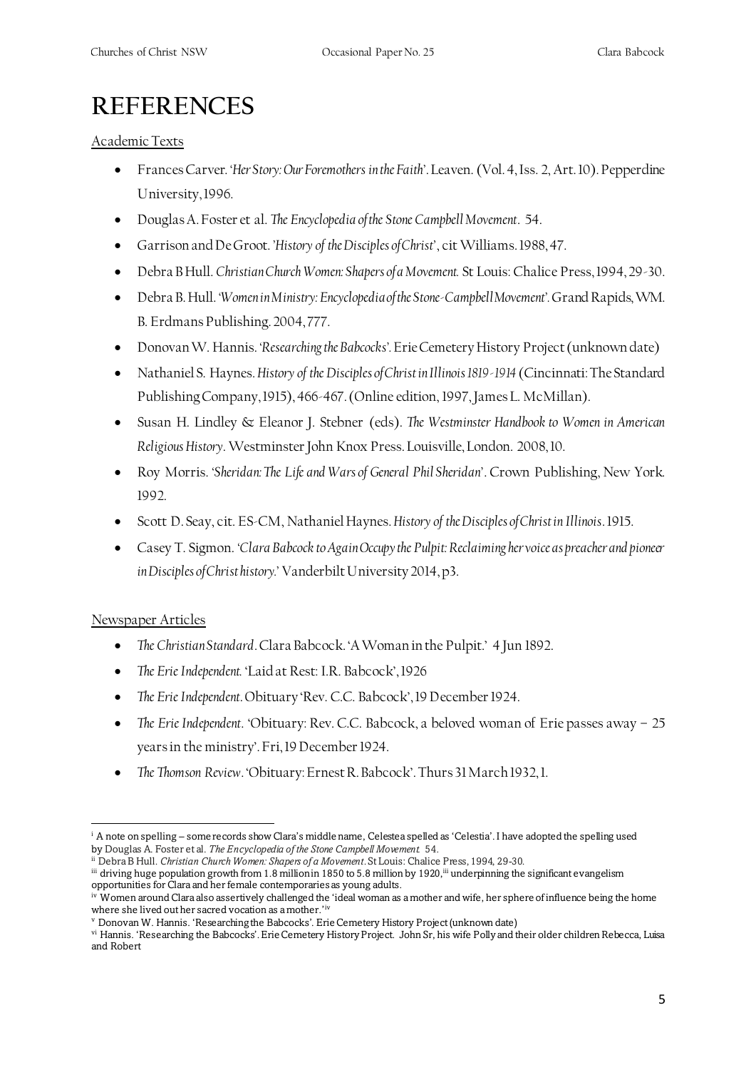# REFERENCES

Academic Texts

- Frances Carver. *'Her Story: Our Foremothers in the Faith'*. Leaven. (Vol. 4, Iss. 2, Art. 10). Pepperdine University, 1996.
- Douglas A. Foster et al. *The Encyclopedia of the Stone Campbell Movement*. 54.
- Garrison and De Groot. *'History of the Disciples of Christ'*, cit Williams. 1988, 47.
- Debra B Hull. *Christian Church Women: Shapers of a Movement.* St Louis: Chalice Press, 1994, 29-30.
- Debra B. Hull. *'Women in Ministry: Encyclopedia of the Stone-Campbell Movement'*. Grand Rapids, WM. B. Erdmans Publishing. 2004, 777.
- Donovan W. Hannis. *'Researching the Babcocks'*. Erie Cemetery History Project (unknown date)
- Nathaniel S. Haynes. *History of the Disciples of Christ in Illinois 1819-1914* (Cincinnati: The Standard Publishing Company, 1915), 466-467. (Online edition, 1997, James L. McMillan).
- Susan H. Lindley & Eleanor J. Stebner (eds). *The Westminster Handbook to Women in American Religious History*. Westminster John Knox Press. Louisville, London. 2008, 10.
- Roy Morris. *'Sheridan: The Life and Wars of General Phil Sheridan'*. Crown Publishing, New York. 1992.
- Scott D. Seay, cit. ES-CM, Nathaniel Haynes. *History of the Disciples of Christ in Illinois*. 1915.
- Casey T. Sigmon. *'Clara Babcock to Again Occupy the Pulpit: Reclaiming her voice as preacher and pioneer in Disciples of Christ history.'* Vanderbilt University 2014, p3.

Newspaper Articles

- *The Christian Standard*. Clara Babcock. 'A Woman in the Pulpit.' 4 Jun 1892.
- *The Erie Independent.* 'Laid at Rest: I.R. Babcock', 1926
- *The Erie Independent*. Obituary 'Rev. C.C. Babcock', 19 December 1924.
- *The Erie Independent*. 'Obituary: Rev. C.C. Babcock, a beloved woman of Erie passes away – 25 years in the ministry'. Fri, 19 December 1924.
- *The Thomson Review*. 'Obituary: Ernest R. Babcock'. Thurs 31 March 1932, 1.

---

[i] A note on spelling – some records show Clara's middle name, Celestea spelled as 'Celestia'. I have adopted the spelling used by Douglas A. Foster et al. *The Encyclopedia of the Stone Campbell Movement.* 54.

[ii] Debra B Hull. *Christian Church Women: Shapers of a Movement*. St Louis: Chalice Press, 1994, 29-30.

[iii] driving huge population growth from 1.8 million in 1850 to 5.8 million by 1920,[iii] underpinning the significant evangelism opportunities for Clara and her female contemporaries as young adults.

[iv] Women around Clara also assertively challenged the 'ideal woman as a mother and wife, her sphere of influence being the home where she lived out her sacred vocation as a mother.'[iv]

[v] Donovan W. Hannis. 'Researching the Babcocks'. Erie Cemetery History Project (unknown date)

[vi] Hannis. 'Researching the Babcocks'. Erie Cemetery History Project. John Sr, his wife Polly and their older children Rebecca, Luisa and Robert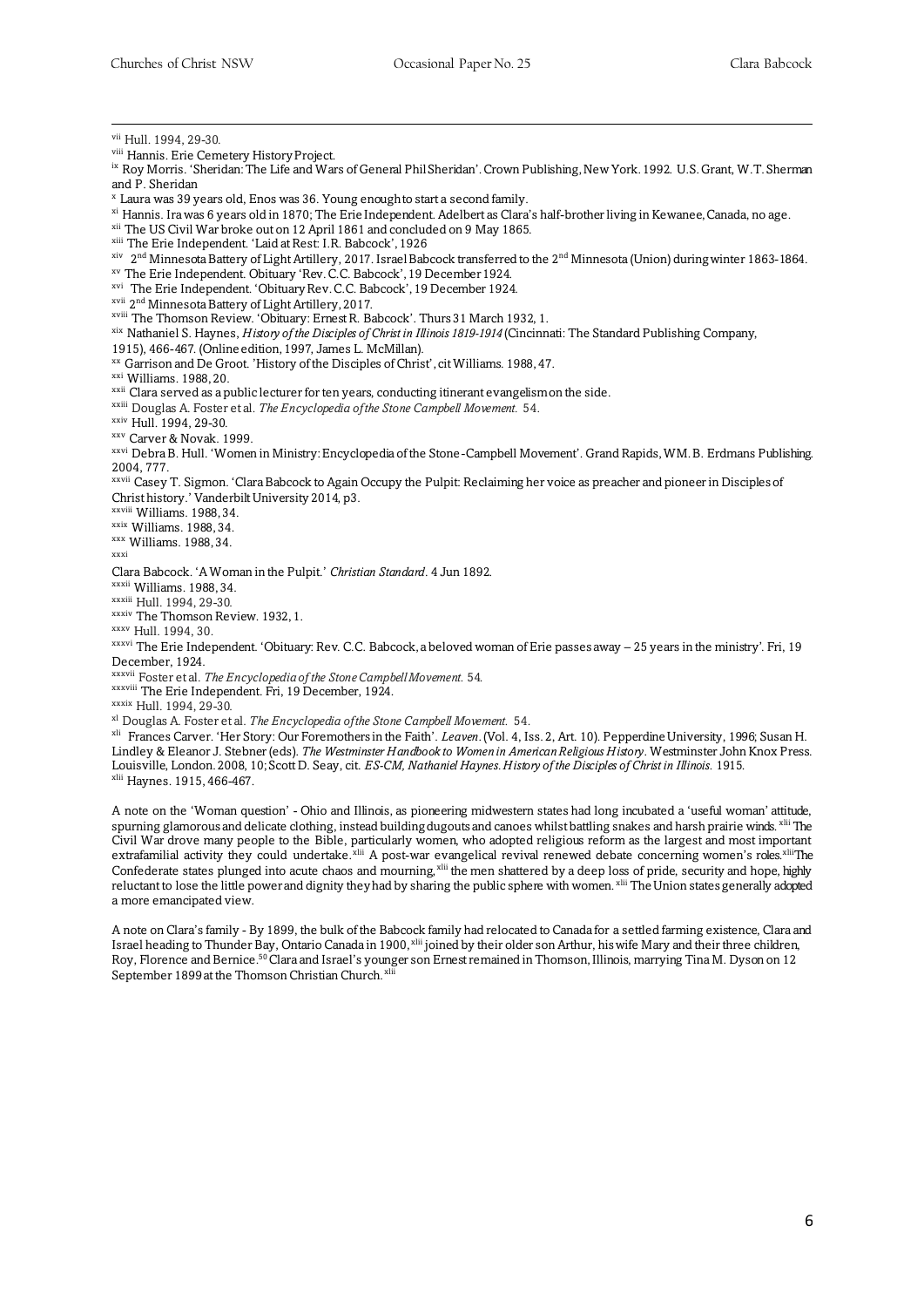[vii] Hull. 1994, 29-30.

[viii] Hannis. Erie Cemetery History Project.

[ix] Roy Morris. 'Sheridan: The Life and Wars of General Phil Sheridan'. Crown Publishing, New York. 1992. U.S. Grant, W.T. Sherman and P. Sheridan

[x] Laura was 39 years old, Enos was 36. Young enough to start a second family.

[xi] Hannis. Ira was 6 years old in 1870; The Erie Independent. Adelbert as Clara's half-brother living in Kewanee, Canada, no age.

[xii] The US Civil War broke out on 12 April 1861 and concluded on 9 May 1865.

[xiii] The Erie Independent. 'Laid at Rest: I.R. Babcock', 1926

[xiv] 2nd Minnesota Battery of Light Artillery, 2017. Israel Babcock transferred to the 2nd Minnesota (Union) during winter 1863-1864.

[xv] The Erie Independent. Obituary 'Rev. C.C. Babcock', 19 December 1924.

[xvi] The Erie Independent. 'Obituary Rev. C.C. Babcock', 19 December 1924.

[xvii] 2nd Minnesota Battery of Light Artillery, 2017.

[xviii] The Thomson Review. 'Obituary: Ernest R. Babcock'. Thurs 31 March 1932, 1.

[xix] Nathaniel S. Haynes, *History of the Disciples of Christ in Illinois 1819-1914* (Cincinnati: The Standard Publishing Company, 1915), 466-467. (Online edition, 1997, James L. McMillan).

[xx] Garrison and De Groot. 'History of the Disciples of Christ', cit Williams. 1988, 47.

[xxi] Williams. 1988, 20.

[xxii] Clara served as a public lecturer for ten years, conducting itinerant evangelism on the side.

[xxiii] Douglas A. Foster et al. *The Encyclopedia of the Stone Campbell Movement.* 54.

[xxiv] Hull. 1994, 29-30.

[xxv] Carver & Novak. 1999.

[xxvi] Debra B. Hull. 'Women in Ministry: Encyclopedia of the Stone-Campbell Movement'. Grand Rapids, WM. B. Erdmans Publishing. 2004, 777.

[xxvii] Casey T. Sigmon. 'Clara Babcock to Again Occupy the Pulpit: Reclaiming her voice as preacher and pioneer in Disciples of Christ history.' Vanderbilt University 2014, p3.

[xxviii] Williams. 1988, 34.

[xxix] Williams. 1988, 34.

[xxx] Williams. 1988, 34.

[xxxi]

Clara Babcock. 'A Woman in the Pulpit.' *Christian Standard*. 4 Jun 1892.

[xxxii] Williams. 1988, 34.

[xxxiii] Hull. 1994, 29-30.

[xxxiv] The Thomson Review. 1932, 1.

[xxxv] Hull. 1994, 30.

[xxxvi] The Erie Independent. 'Obituary: Rev. C.C. Babcock, a beloved woman of Erie passes away – 25 years in the ministry'. Fri, 19 December, 1924.

[xxxvii] Foster et al. *The Encyclopedia of the Stone Campbell Movement.* 54.

[xxxviii] The Erie Independent. Fri, 19 December, 1924.

[xxxix] Hull. 1994, 29-30.

[xl] Douglas A. Foster et al. *The Encyclopedia of the Stone Campbell Movement.* 54.

[xli] Frances Carver. 'Her Story: Our Foremothers in the Faith'. *Leaven*. (Vol. 4, Iss. 2, Art. 10). Pepperdine University, 1996; Susan H. Lindley & Eleanor J. Stebner (eds). *The Westminster Handbook to Women in American Religious History*. Westminster John Knox Press. Louisville, London. 2008, 10; Scott D. Seay, cit. *ES-CM, Nathaniel Haynes. History of the Disciples of Christ in Illinois.* 1915.

[xlii] Haynes. 1915, 466-467.

A note on the 'Woman question' - Ohio and Illinois, as pioneering midwestern states had long incubated a 'useful woman' attitude, spurning glamorous and delicate clothing, instead building dugouts and canoes whilst battling snakes and harsh prairie winds.[xlii] The Civil War drove many people to the Bible, particularly women, who adopted religious reform as the largest and most important extrafamilial activity they could undertake.[xlii] A post-war evangelical revival renewed debate concerning women's roles.[xlii] The Confederate states plunged into acute chaos and mourning,[xlii] the men shattered by a deep loss of pride, security and hope, highly reluctant to lose the little power and dignity they had by sharing the public sphere with women.[xlii] The Union states generally adopted a more emancipated view.

A note on Clara's family - By 1899, the bulk of the Babcock family had relocated to Canada for a settled farming existence, Clara and Israel heading to Thunder Bay, Ontario Canada in 1900,[xlii] joined by their older son Arthur, his wife Mary and their three children, Roy, Florence and Bernice.[50] Clara and Israel's younger son Ernest remained in Thomson, Illinois, marrying Tina M. Dyson on 12 September 1899 at the Thomson Christian Church.[xlii]